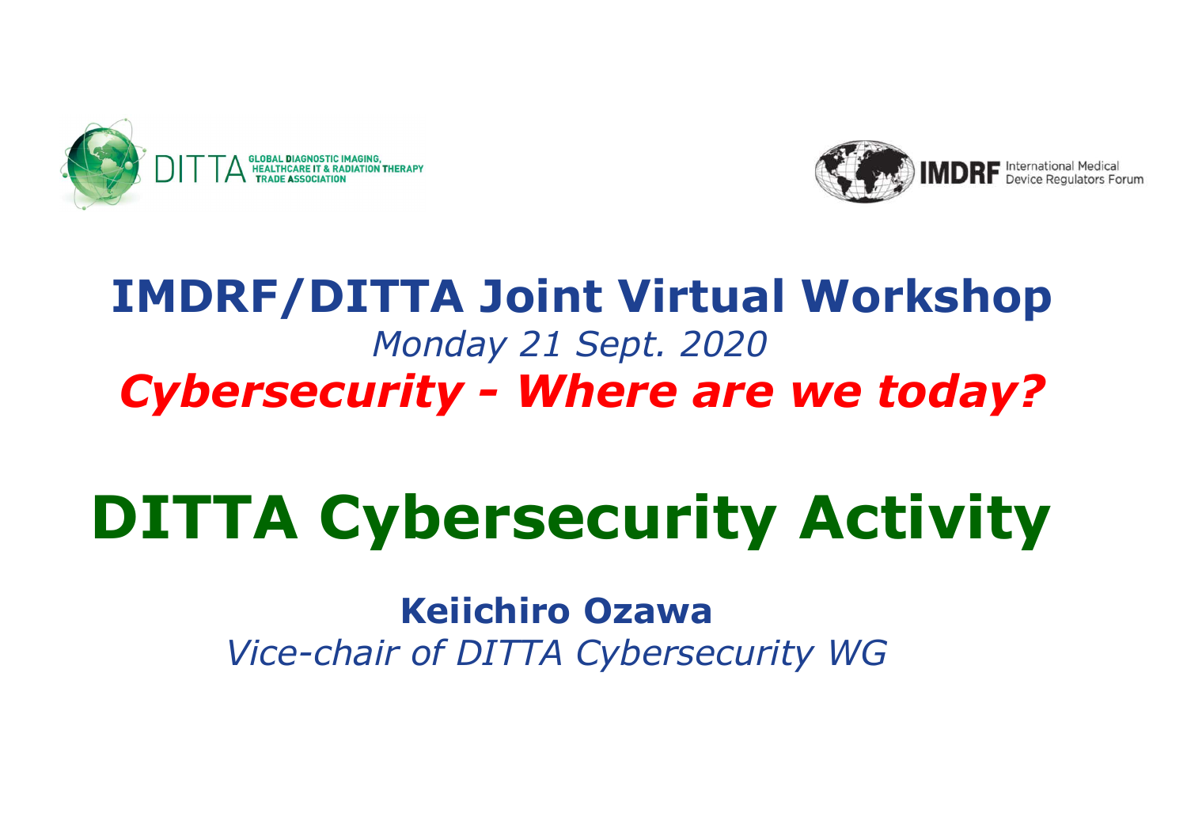DITTA GLOBAL DIAGNOSTIC IMAGING, HEALTHCARE IT & RADIATION THERAPY TRADE ASSOCIATION

IMDRF International Medical Device Regulators Forum

## IMDRF/DITTA Joint Virtual Workshop

*Monday 21 Sept. 2020*

***Cybersecurity - Where are we today?***

# DITTA Cybersecurity Activity

**Keiichiro Ozawa**

*Vice-chair of DITTA Cybersecurity WG*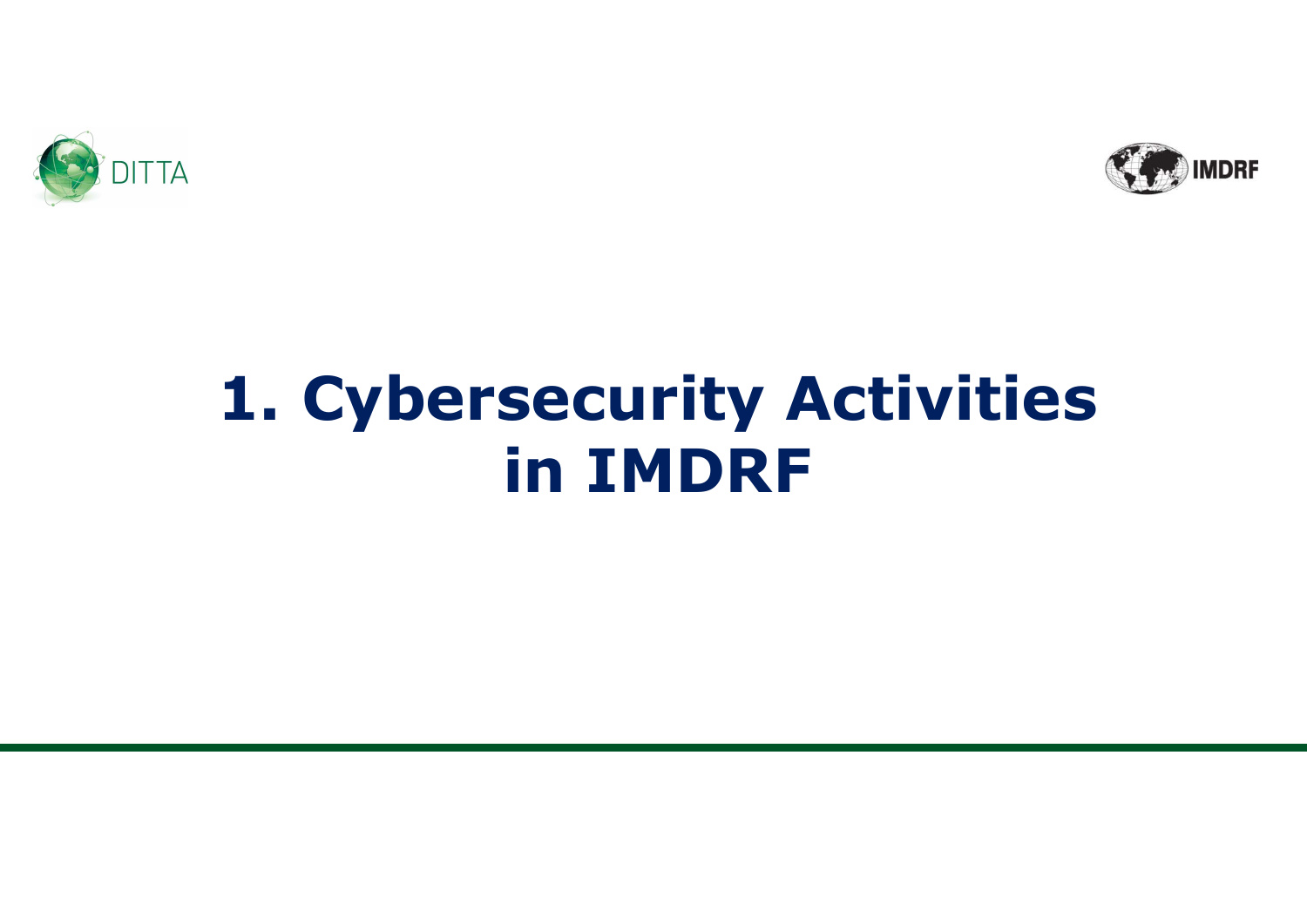# 1. Cybersecurity Activities in IMDRF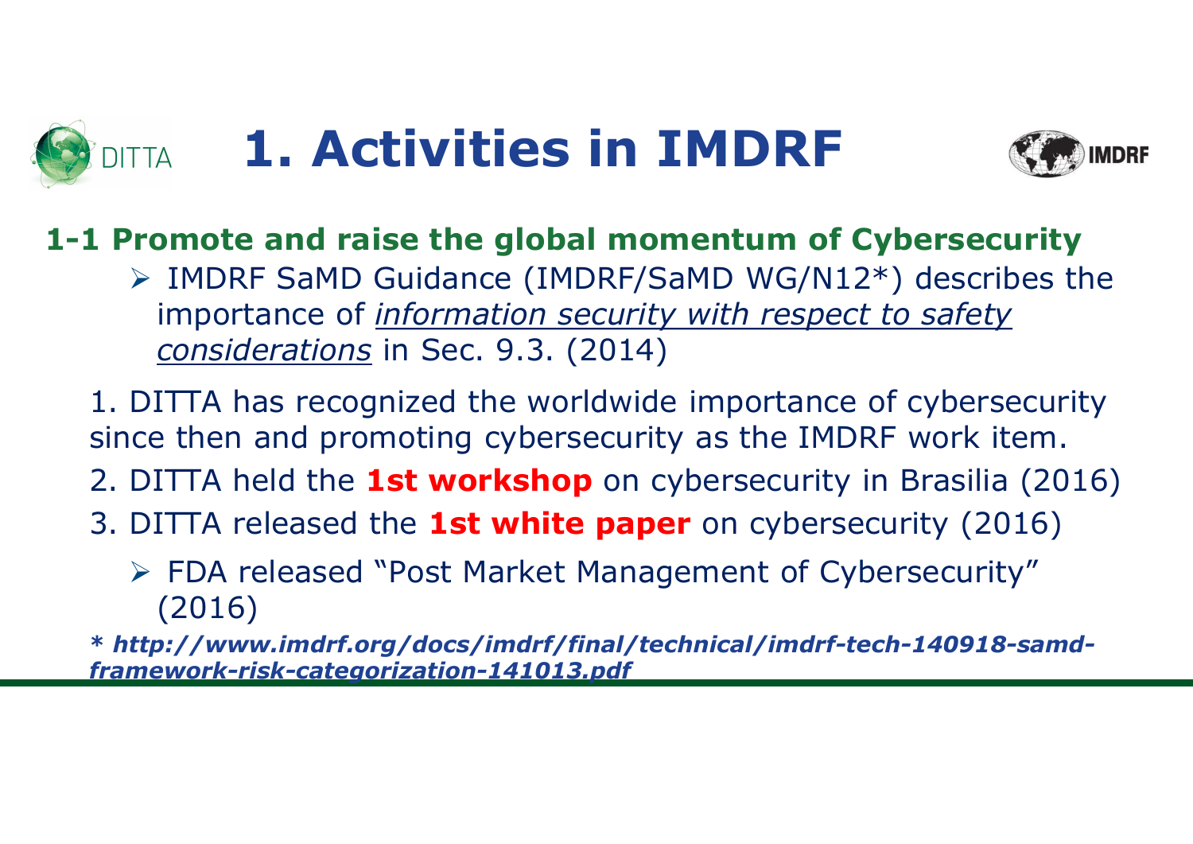# 1. Activities in IMDRF

## 1-1 Promote and raise the global momentum of Cybersecurity

- IMDRF SaMD Guidance (IMDRF/SaMD WG/N12*) describes the importance of *information security with respect to safety considerations* in Sec. 9.3. (2014)

1. DITTA has recognized the worldwide importance of cybersecurity since then and promoting cybersecurity as the IMDRF work item.
2. DITTA held the **1st workshop** on cybersecurity in Brasilia (2016)
3. DITTA released the **1st white paper** on cybersecurity (2016)
   - FDA released "Post Market Management of Cybersecurity" (2016)

*** *http://www.imdrf.org/docs/imdrf/final/technical/imdrf-tech-140918-samd-framework-risk-categorization-141013.pdf***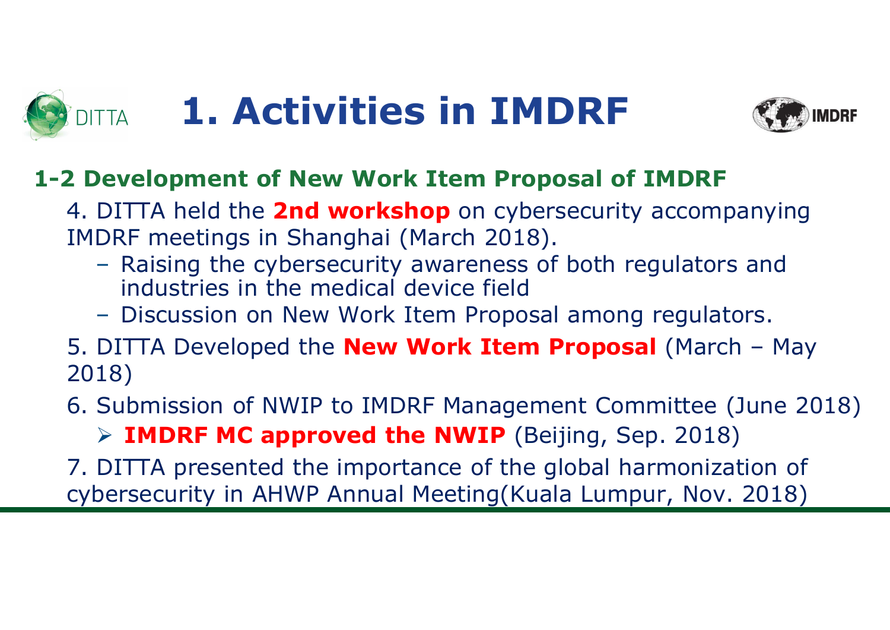# 1. Activities in IMDRF

## 1-2 Development of New Work Item Proposal of IMDRF

4. DITTA held the **2nd workshop** on cybersecurity accompanying IMDRF meetings in Shanghai (March 2018).
   - Raising the cybersecurity awareness of both regulators and industries in the medical device field
   - Discussion on New Work Item Proposal among regulators.

5. DITTA Developed the **New Work Item Proposal** (March – May 2018)

6. Submission of NWIP to IMDRF Management Committee (June 2018)
   - **IMDRF MC approved the NWIP** (Beijing, Sep. 2018)

7. DITTA presented the importance of the global harmonization of cybersecurity in AHWP Annual Meeting(Kuala Lumpur, Nov. 2018)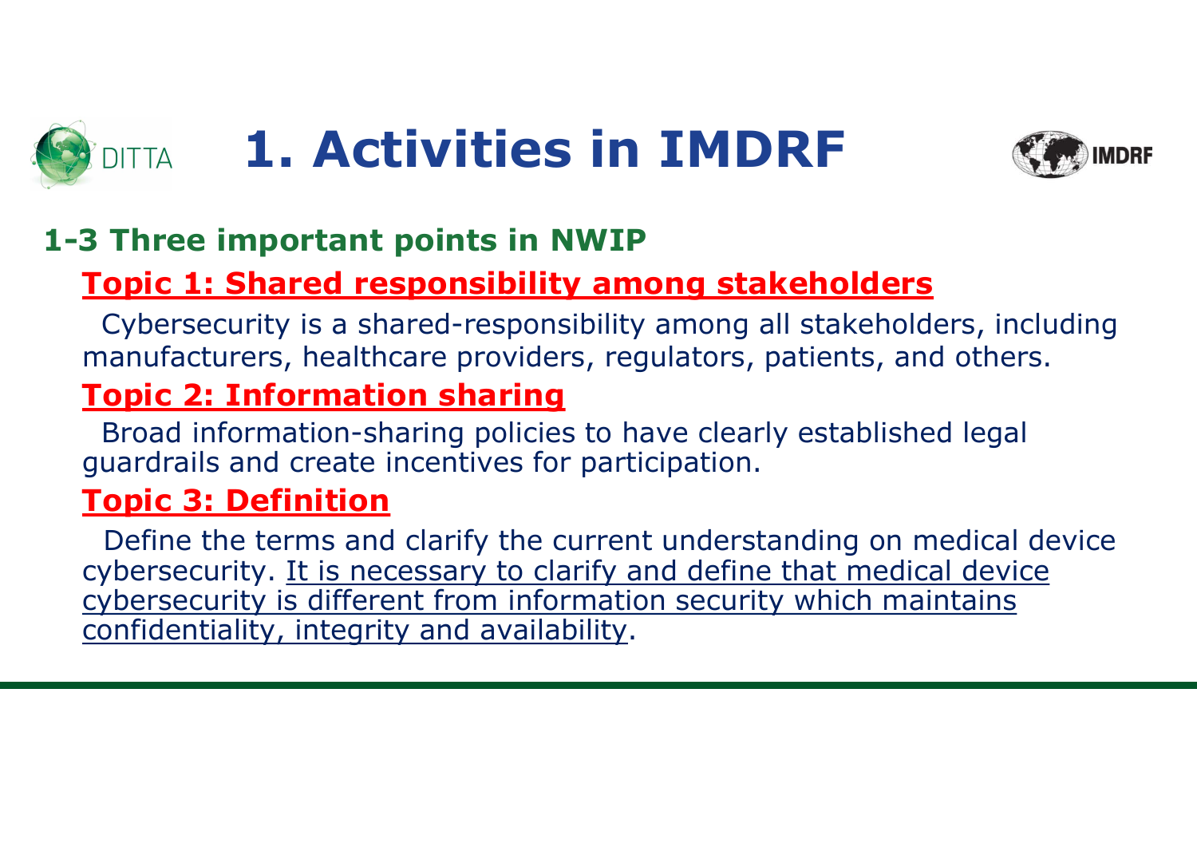# 1. Activities in IMDRF

## 1-3 Three important points in NWIP

### Topic 1: Shared responsibility among stakeholders

Cybersecurity is a shared-responsibility among all stakeholders, including manufacturers, healthcare providers, regulators, patients, and others.

### Topic 2: Information sharing

Broad information-sharing policies to have clearly established legal guardrails and create incentives for participation.

### Topic 3: Definition

Define the terms and clarify the current understanding on medical device cybersecurity. It is necessary to clarify and define that medical device cybersecurity is different from information security which maintains confidentiality, integrity and availability.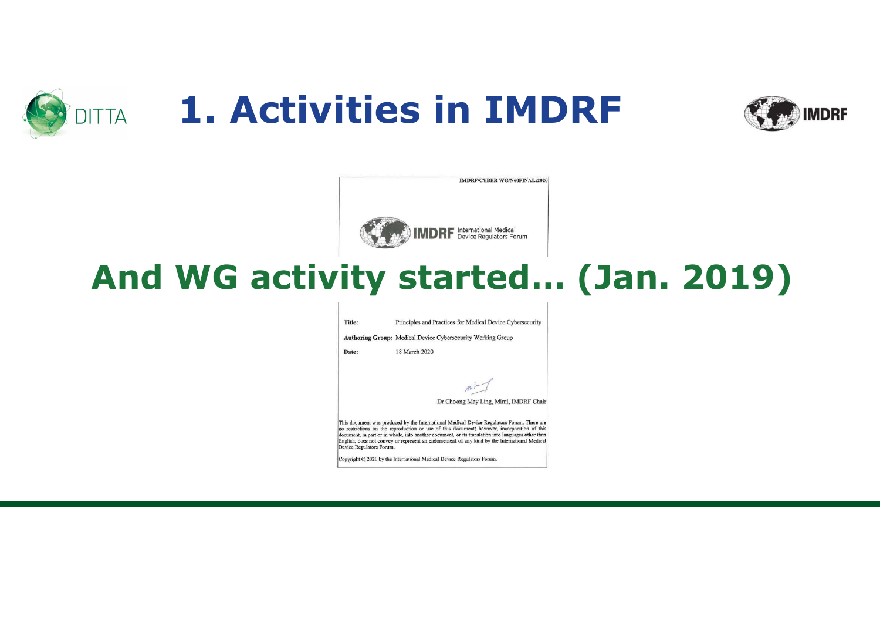# 1. Activities in IMDRF

IMDRF/CYBER WG/N60FINAL:2020

IMDRF International Medical Device Regulators Forum

## And WG activity started... (Jan. 2019)

**Title:** Principles and Practices for Medical Device Cybersecurity

**Authoring Group:** Medical Device Cybersecurity Working Group

**Date:** 18 March 2020

Dr Choong May Ling, Mimi, IMDRF Chair

This document was produced by the International Medical Device Regulators Forum. There are no restrictions on the reproduction or use of this document; however, incorporation of this document, in part or in whole, into another document, or its translation into languages other than English, does not convey or represent an endorsement of any kind by the International Medical Device Regulators Forum.

Copyright © 2020 by the International Medical Device Regulators Forum.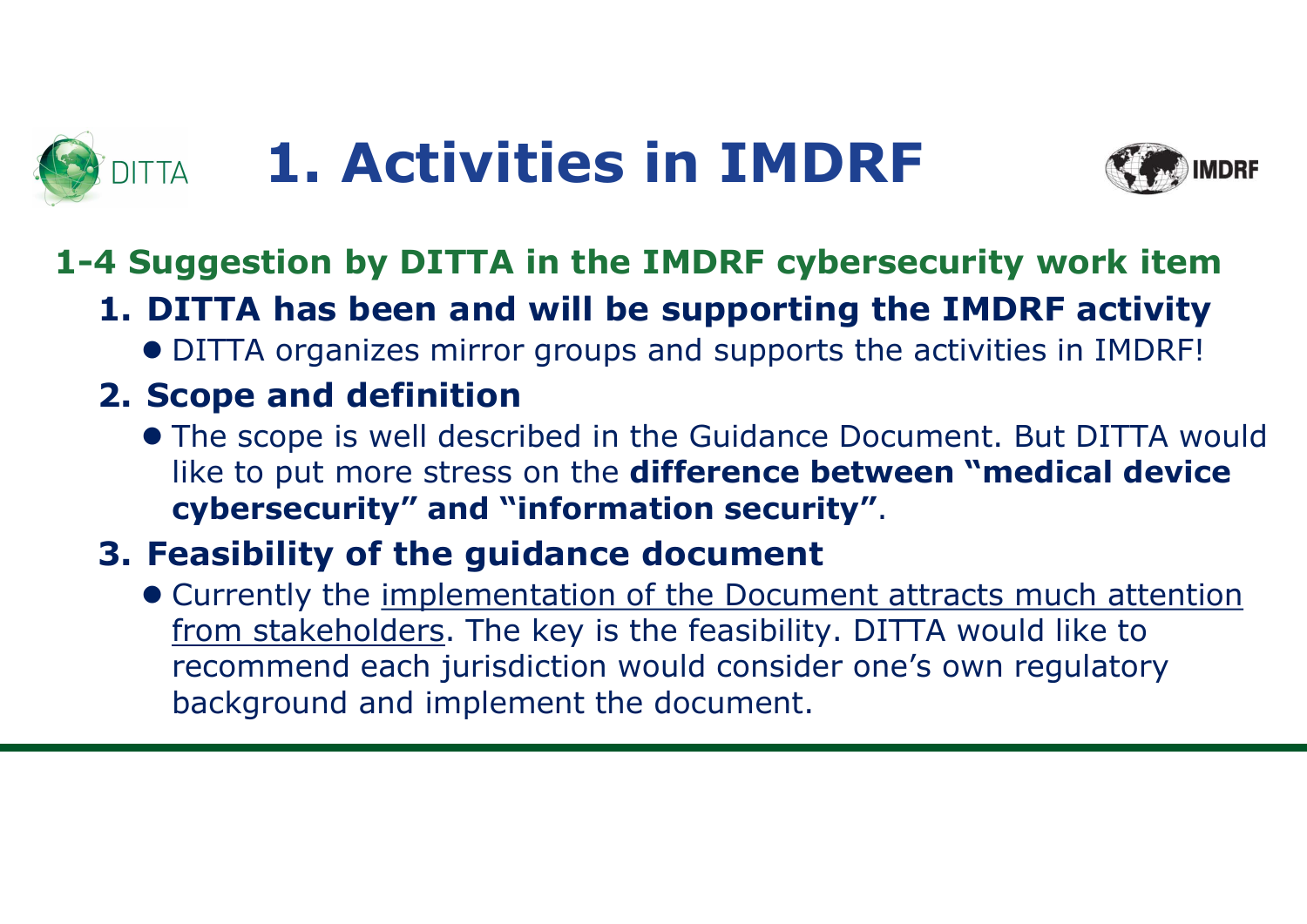# 1. Activities in IMDRF

## 1-4 Suggestion by DITTA in the IMDRF cybersecurity work item

### 1. DITTA has been and will be supporting the IMDRF activity

- DITTA organizes mirror groups and supports the activities in IMDRF!

### 2. Scope and definition

- The scope is well described in the Guidance Document. But DITTA would like to put more stress on the **difference between "medical device cybersecurity" and "information security"**.

### 3. Feasibility of the guidance document

- Currently the implementation of the Document attracts much attention from stakeholders. The key is the feasibility. DITTA would like to recommend each jurisdiction would consider one's own regulatory background and implement the document.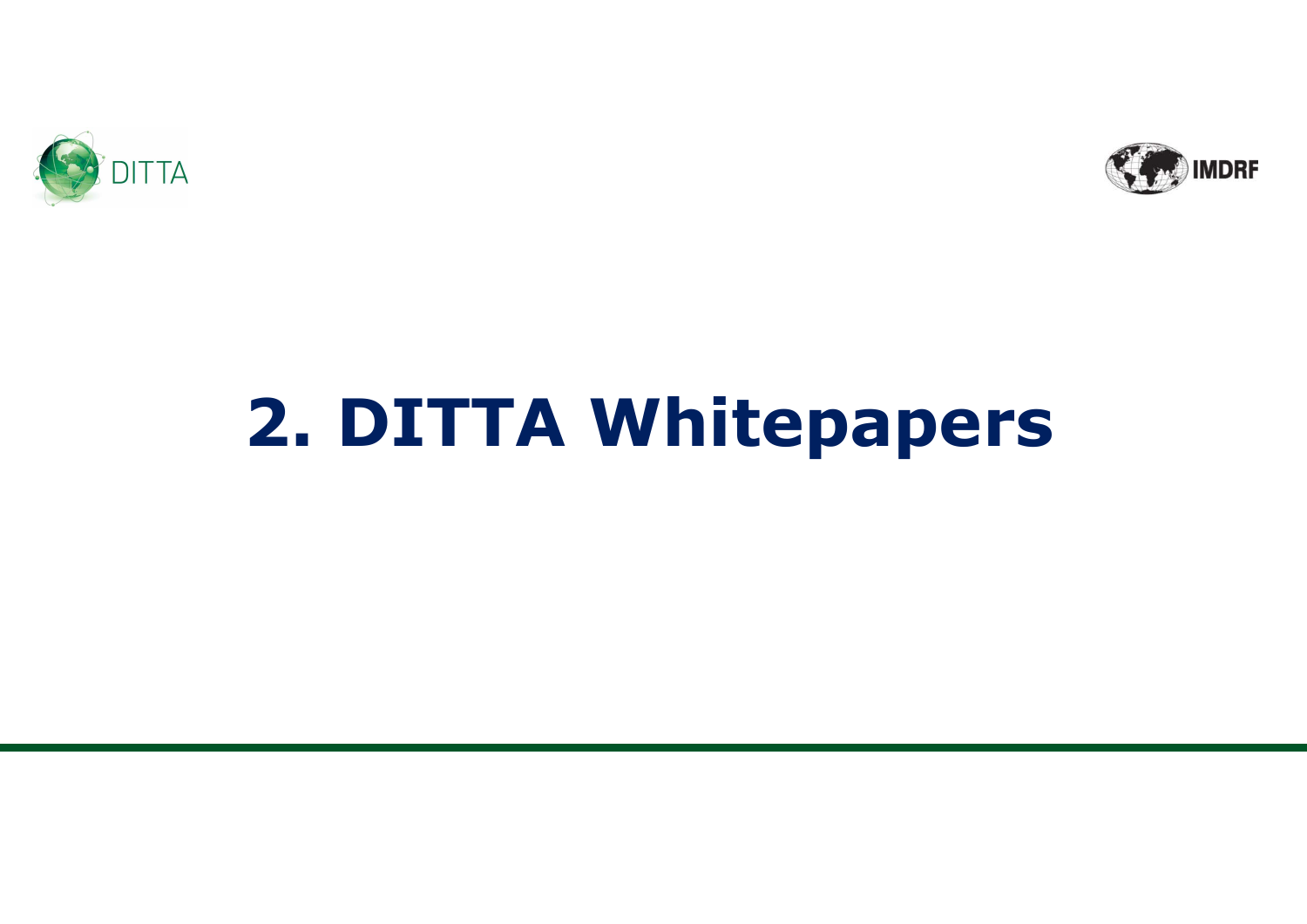# 2. DITTA Whitepapers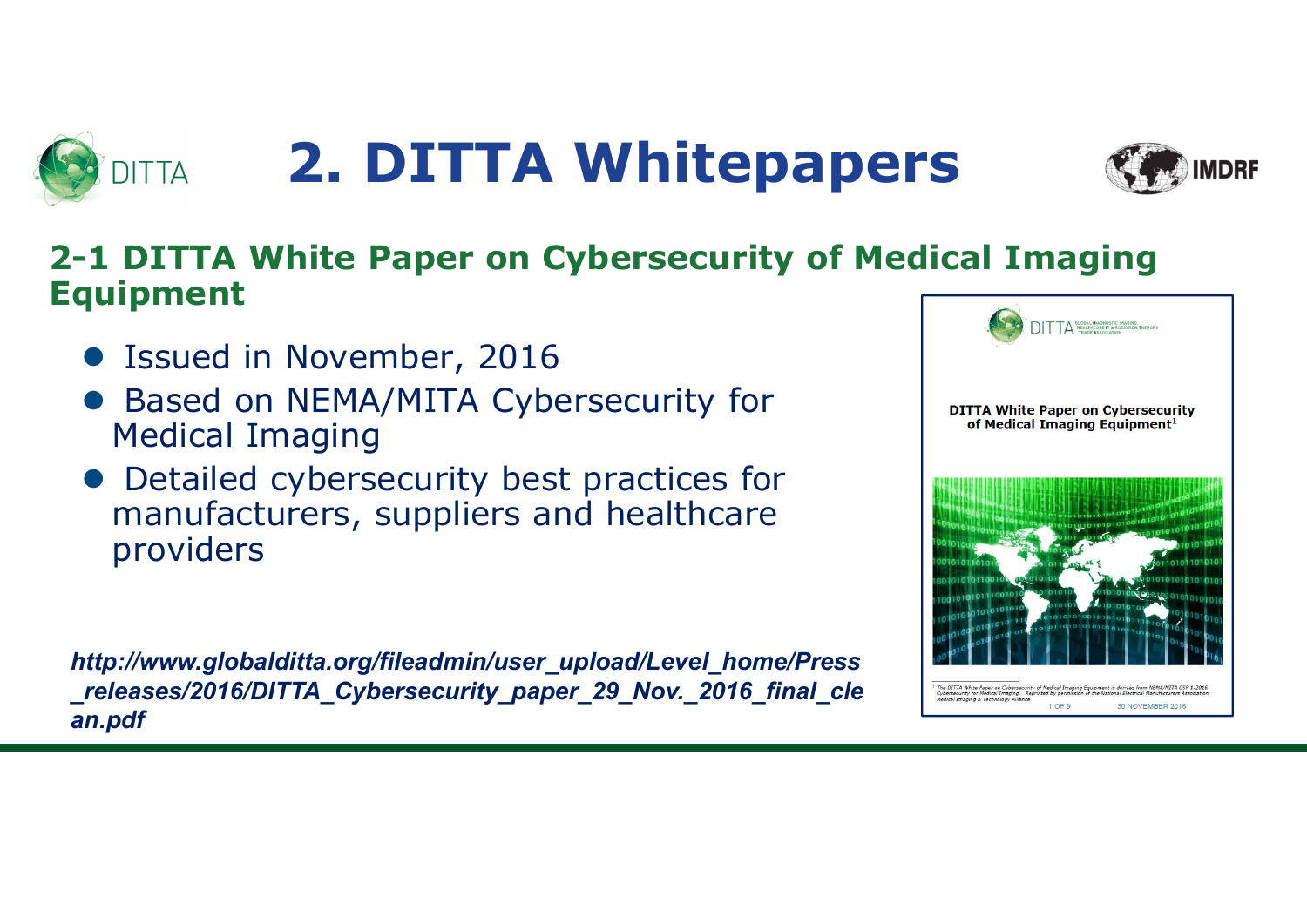# 2. DITTA Whitepapers

## 2-1 DITTA White Paper on Cybersecurity of Medical Imaging Equipment

- Issued in November, 2016
- Based on NEMA/MITA Cybersecurity for Medical Imaging
- Detailed cybersecurity best practices for manufacturers, suppliers and healthcare providers

***http://www.globalditta.org/fileadmin/user_upload/Level_home/Press_releases/2016/DITTA_Cybersecurity_paper_29_Nov._2016_final_clean.pdf***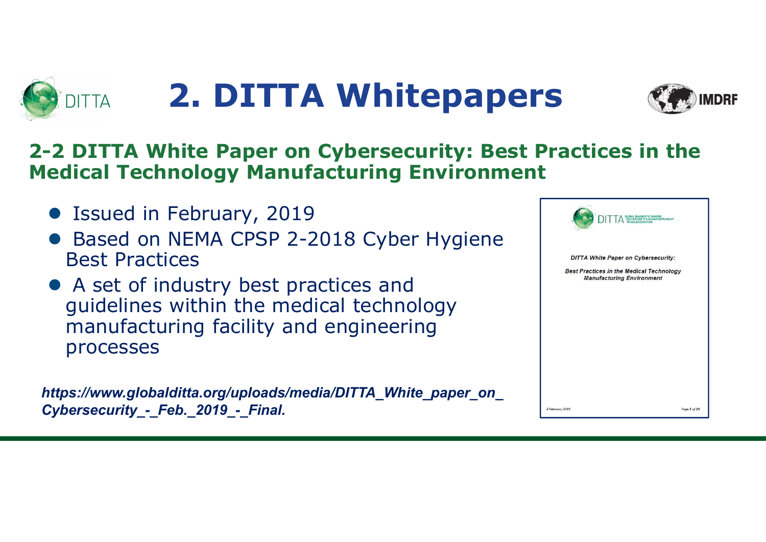# 2. DITTA Whitepapers

## 2-2 DITTA White Paper on Cybersecurity: Best Practices in the Medical Technology Manufacturing Environment

- Issued in February, 2019
- Based on NEMA CPSP 2-2018 Cyber Hygiene Best Practices
- A set of industry best practices and guidelines within the medical technology manufacturing facility and engineering processes

***https://www.globalditta.org/uploads/media/DITTA_White_paper_on_Cybersecurity_-_Feb._2019_-_Final.***

DITTA GLOBAL DIAGNOSTIC IMAGING, HEALTHCARE IT & RADIATION THERAPY TRADE ASSOCIATION

*DITTA White Paper on Cybersecurity:*

*Best Practices in the Medical Technology Manufacturing Environment*

*8 February 2019*

*Page 1 of 23*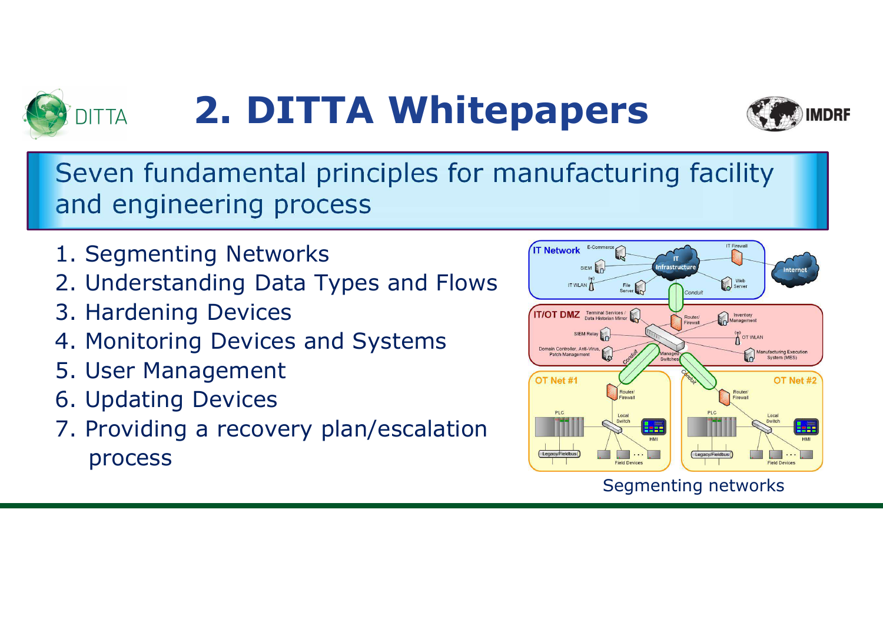# 2. DITTA Whitepapers

## Seven fundamental principles for manufacturing facility and engineering process

1. Segmenting Networks
2. Understanding Data Types and Flows
3. Hardening Devices
4. Monitoring Devices and Systems
5. User Management
6. Updating Devices
7. Providing a recovery plan/escalation process

Segmenting networks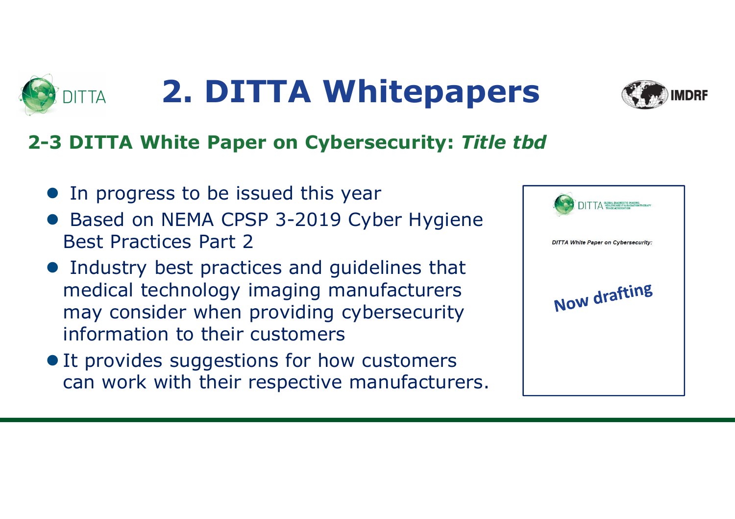# 2. DITTA Whitepapers

## 2-3 DITTA White Paper on Cybersecurity: *Title tbd*

- In progress to be issued this year
- Based on NEMA CPSP 3-2019 Cyber Hygiene Best Practices Part 2
- Industry best practices and guidelines that medical technology imaging manufacturers may consider when providing cybersecurity information to their customers
- It provides suggestions for how customers can work with their respective manufacturers.

DITTA GLOBAL DIAGNOSTIC IMAGING, HEALTHCARE IT & RADIATION THERAPY TRADE ASSOCIATION

*DITTA White Paper on Cybersecurity:*

Now drafting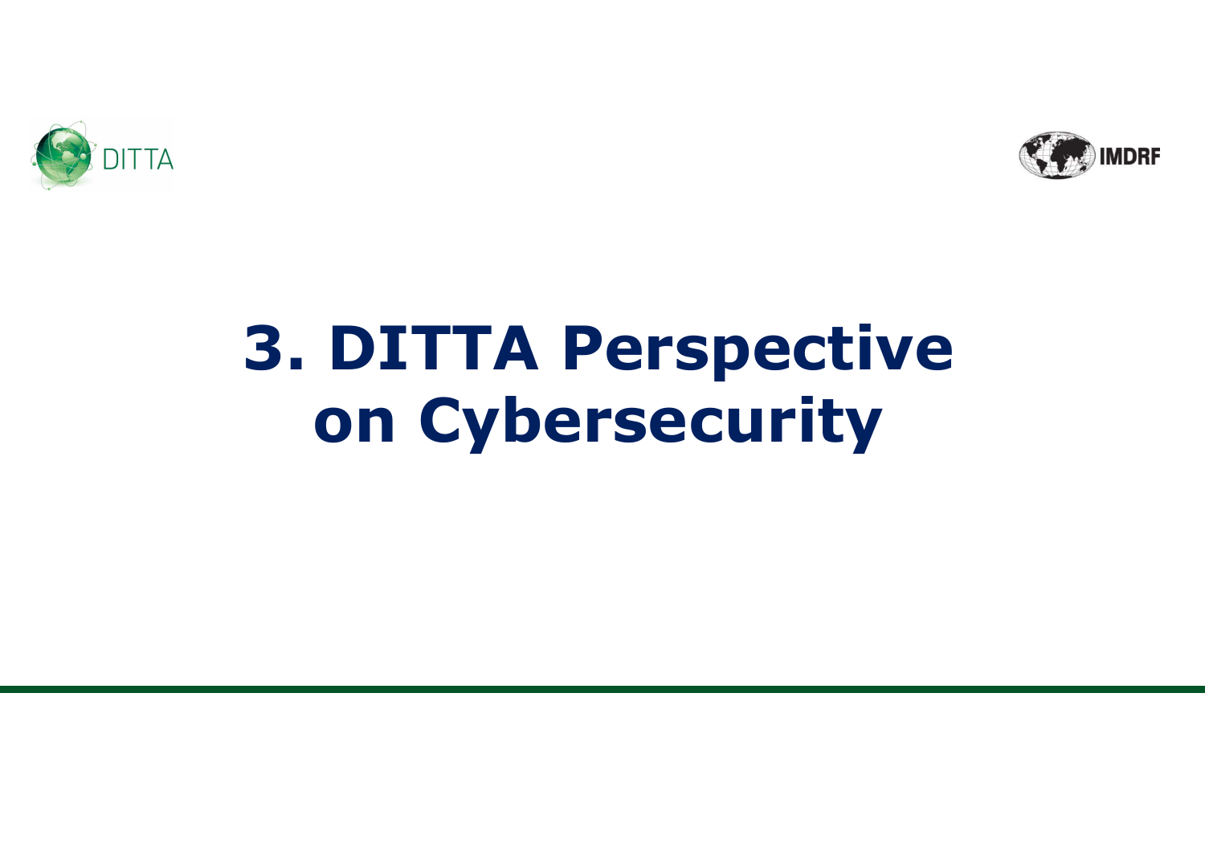# 3. DITTA Perspective on Cybersecurity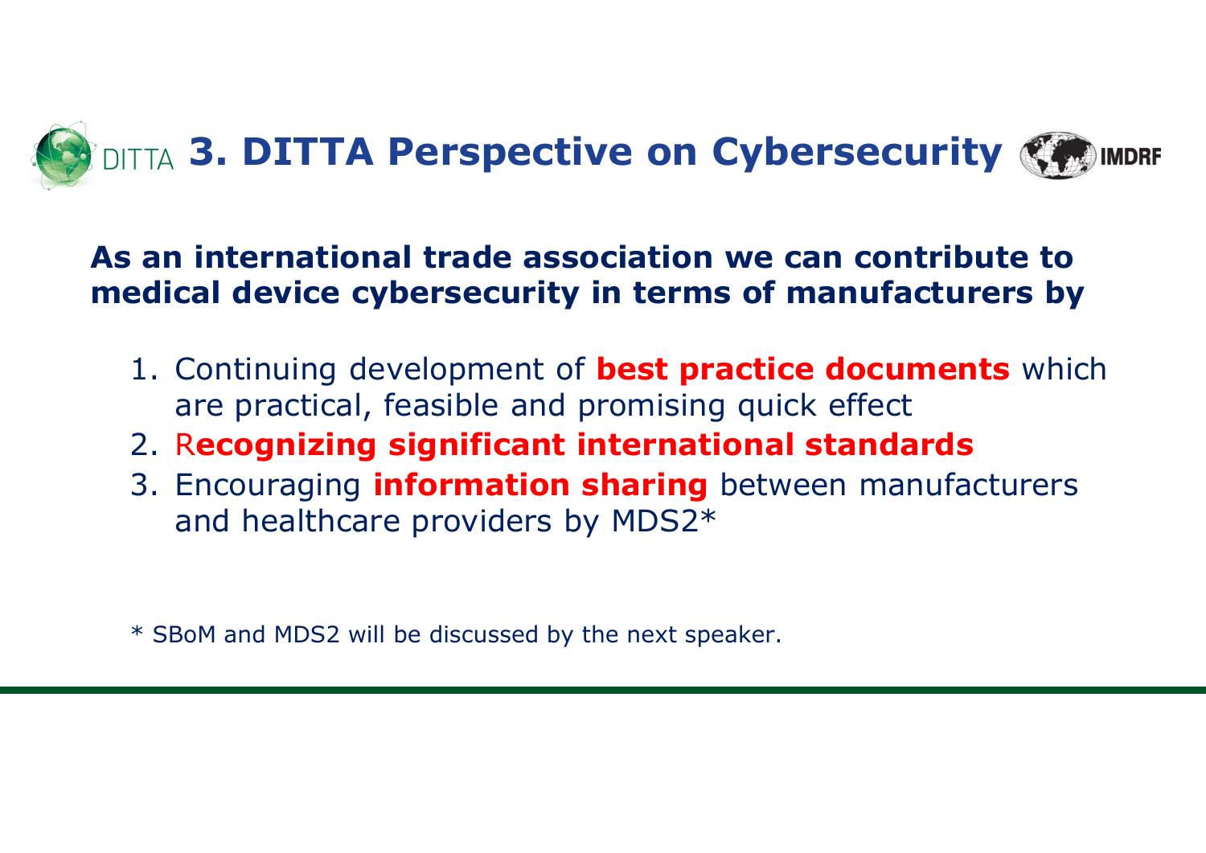# 3. DITTA Perspective on Cybersecurity

**As an international trade association we can contribute to medical device cybersecurity in terms of manufacturers by**

1. Continuing development of **best practice documents** which are practical, feasible and promising quick effect
2. R**ecognizing significant international standards**
3. Encouraging **information sharing** between manufacturers and healthcare providers by MDS2*

\* SBoM and MDS2 will be discussed by the next speaker.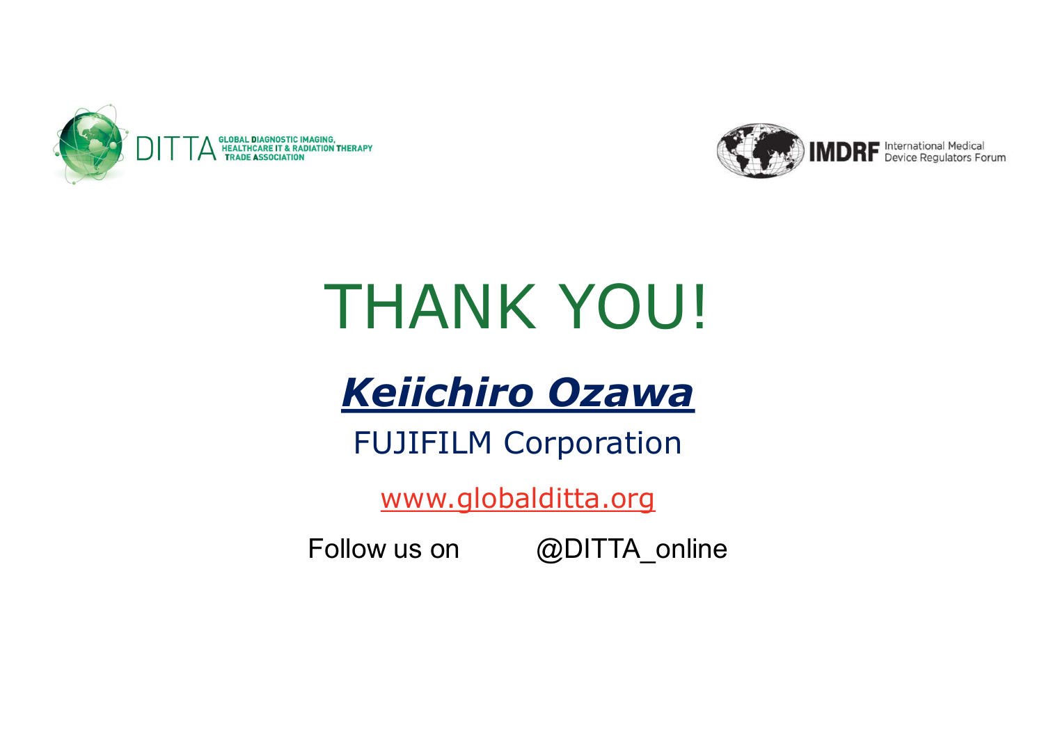DITTA GLOBAL DIAGNOSTIC IMAGING, HEALTHCARE IT & RADIATION THERAPY TRADE ASSOCIATION

IMDRF International Medical Device Regulators Forum

# THANK YOU!

***Keiichiro Ozawa***

FUJIFILM Corporation

www.globalditta.org

Follow us on @DITTA_online